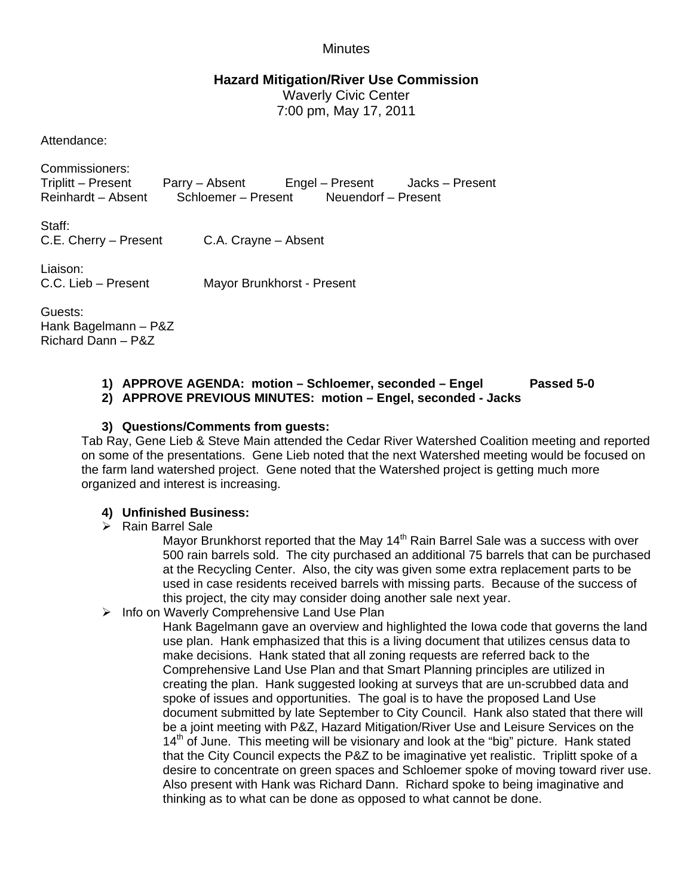Minutes

**Hazard Mitigation/River Use Commission**
Waverly Civic Center
7:00 pm, May 17, 2011

Attendance:

Commissioners:
Triplitt – Present   Parry – Absent   Engel – Present   Jacks – Present
Reinhardt – Absent   Schloemer – Present   Neuendorf – Present

Staff:
C.E. Cherry – Present   C.A. Crayne – Absent

Liaison:
C.C. Lieb – Present   Mayor Brunkhorst - Present

Guests:
Hank Bagelmann – P&Z
Richard Dann – P&Z

1) **APPROVE AGENDA: motion – Schloemer, seconded – Engel   Passed 5-0**
2) **APPROVE PREVIOUS MINUTES: motion – Engel, seconded - Jacks**

3) **Questions/Comments from guests:**

Tab Ray, Gene Lieb & Steve Main attended the Cedar River Watershed Coalition meeting and reported on some of the presentations. Gene Lieb noted that the next Watershed meeting would be focused on the farm land watershed project. Gene noted that the Watershed project is getting much more organized and interest is increasing.

4) **Unfinished Business:**

- Rain Barrel Sale

  Mayor Brunkhorst reported that the May 14th Rain Barrel Sale was a success with over 500 rain barrels sold. The city purchased an additional 75 barrels that can be purchased at the Recycling Center. Also, the city was given some extra replacement parts to be used in case residents received barrels with missing parts. Because of the success of this project, the city may consider doing another sale next year.

- Info on Waverly Comprehensive Land Use Plan

  Hank Bagelmann gave an overview and highlighted the Iowa code that governs the land use plan. Hank emphasized that this is a living document that utilizes census data to make decisions. Hank stated that all zoning requests are referred back to the Comprehensive Land Use Plan and that Smart Planning principles are utilized in creating the plan. Hank suggested looking at surveys that are un-scrubbed data and spoke of issues and opportunities. The goal is to have the proposed Land Use document submitted by late September to City Council. Hank also stated that there will be a joint meeting with P&Z, Hazard Mitigation/River Use and Leisure Services on the 14th of June. This meeting will be visionary and look at the "big" picture. Hank stated that the City Council expects the P&Z to be imaginative yet realistic. Triplitt spoke of a desire to concentrate on green spaces and Schloemer spoke of moving toward river use. Also present with Hank was Richard Dann. Richard spoke to being imaginative and thinking as to what can be done as opposed to what cannot be done.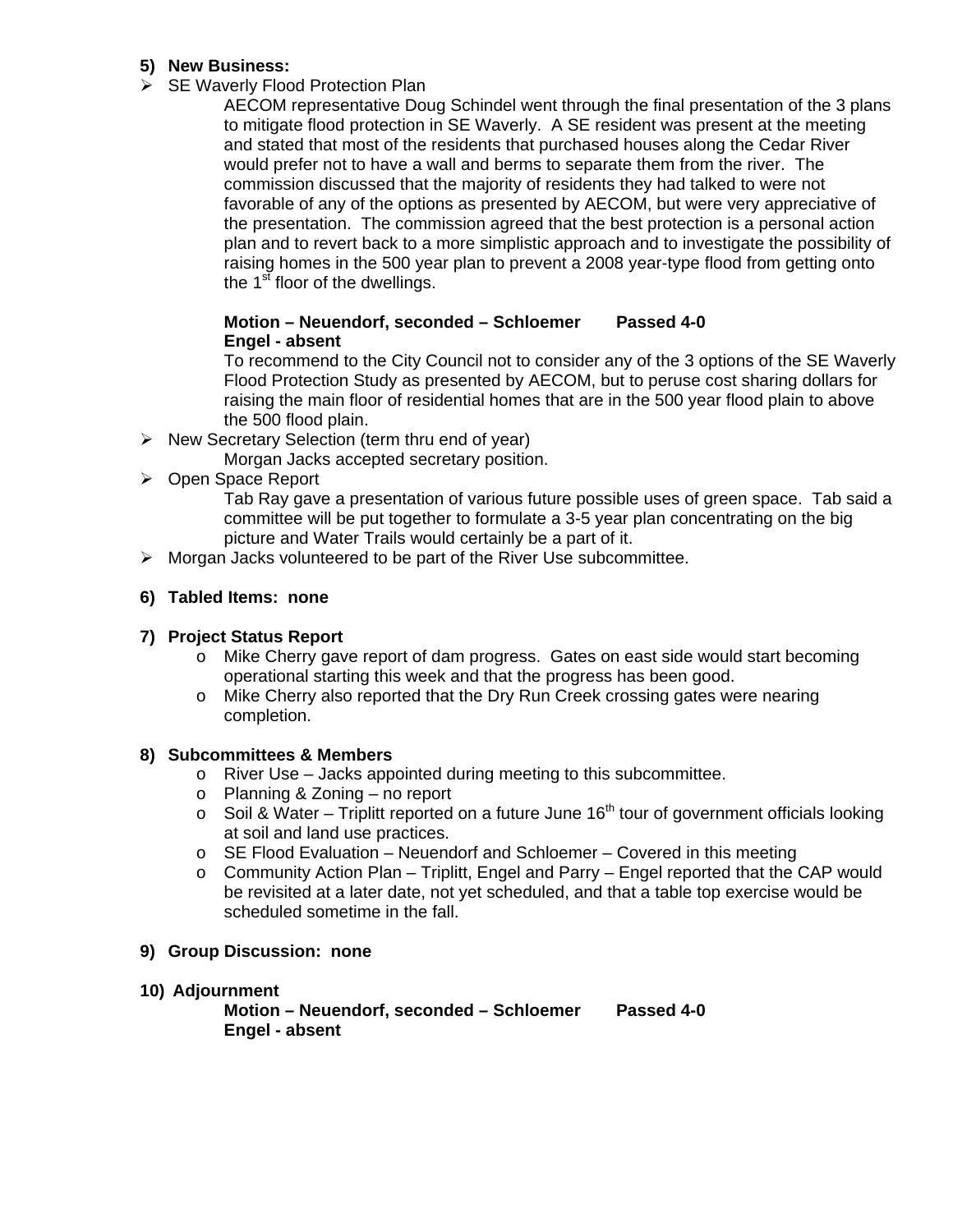**5) New Business:**

- SE Waverly Flood Protection Plan

  AECOM representative Doug Schindel went through the final presentation of the 3 plans to mitigate flood protection in SE Waverly. A SE resident was present at the meeting and stated that most of the residents that purchased houses along the Cedar River would prefer not to have a wall and berms to separate them from the river. The commission discussed that the majority of residents they had talked to were not favorable of any of the options as presented by AECOM, but were very appreciative of the presentation. The commission agreed that the best protection is a personal action plan and to revert back to a more simplistic approach and to investigate the possibility of raising homes in the 500 year plan to prevent a 2008 year-type flood from getting onto the 1st floor of the dwellings.

  **Motion – Neuendorf, seconded – Schloemer Passed 4-0**
  **Engel - absent**

  To recommend to the City Council not to consider any of the 3 options of the SE Waverly Flood Protection Study as presented by AECOM, but to peruse cost sharing dollars for raising the main floor of residential homes that are in the 500 year flood plain to above the 500 flood plain.

- New Secretary Selection (term thru end of year)

  Morgan Jacks accepted secretary position.

- Open Space Report

  Tab Ray gave a presentation of various future possible uses of green space. Tab said a committee will be put together to formulate a 3-5 year plan concentrating on the big picture and Water Trails would certainly be a part of it.

- Morgan Jacks volunteered to be part of the River Use subcommittee.

**6) Tabled Items: none**

**7) Project Status Report**

- Mike Cherry gave report of dam progress. Gates on east side would start becoming operational starting this week and that the progress has been good.
- Mike Cherry also reported that the Dry Run Creek crossing gates were nearing completion.

**8) Subcommittees & Members**

- River Use – Jacks appointed during meeting to this subcommittee.
- Planning & Zoning – no report
- Soil & Water – Triplitt reported on a future June 16th tour of government officials looking at soil and land use practices.
- SE Flood Evaluation – Neuendorf and Schloemer – Covered in this meeting
- Community Action Plan – Triplitt, Engel and Parry – Engel reported that the CAP would be revisited at a later date, not yet scheduled, and that a table top exercise would be scheduled sometime in the fall.

**9) Group Discussion: none**

**10) Adjournment**

**Motion – Neuendorf, seconded – Schloemer Passed 4-0**
**Engel - absent**